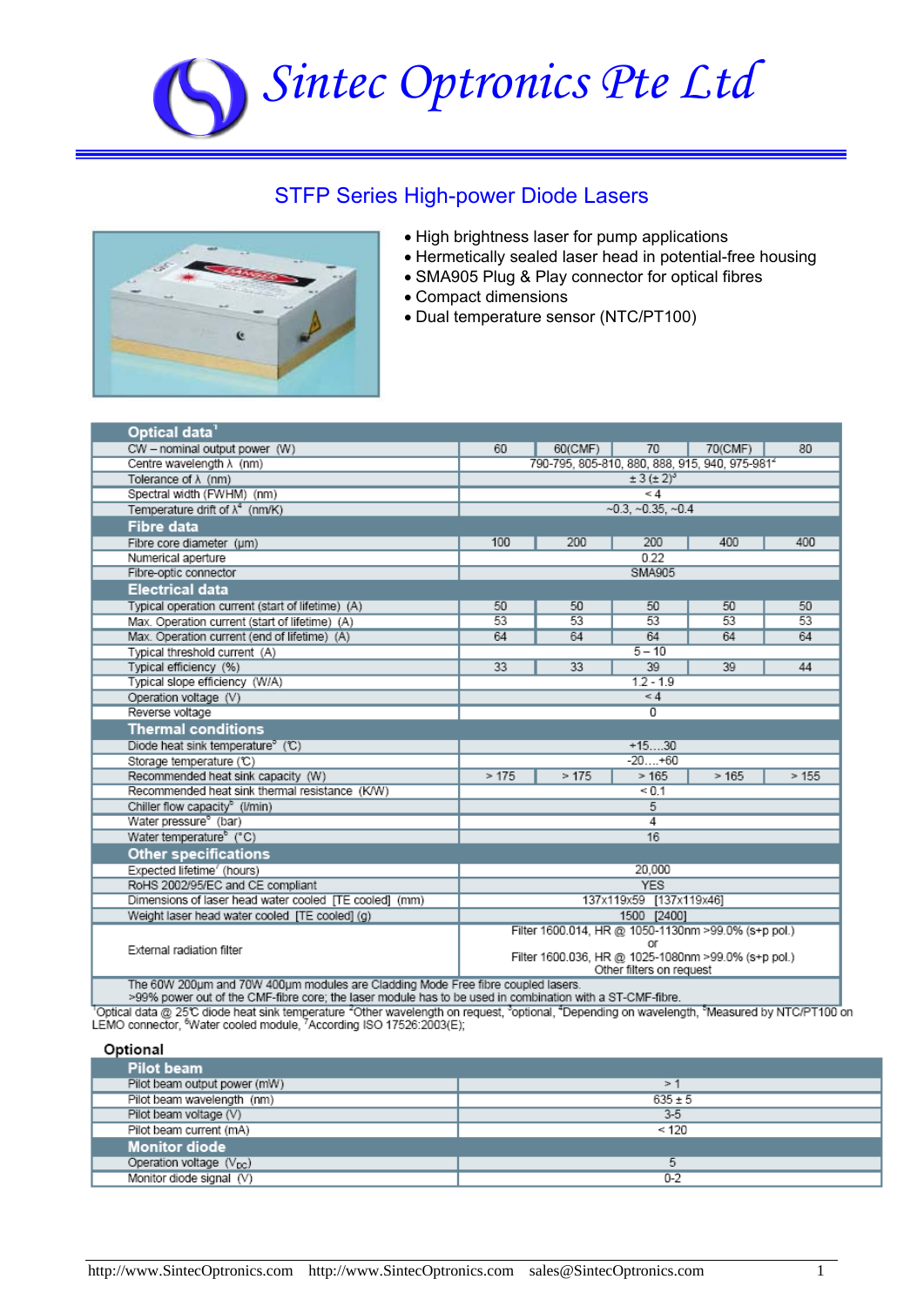# Sintec Optronics Pte Ltd

## STFP Series High-power Diode Lasers

- High brightness laser for pump applications
- Hermetically sealed laser head in potential-free housing
- SMA905 Plug & Play connector for optical fibres
- Compact dimensions
- Dual temperature sensor (NTC/PT100)

| **Optical data**[1] | | | | | |
|---|---|---|---|---|---|
| CW – nominal output power (W) | 60 | 60(CMF) | 70 | 70(CMF) | 80 |
| Centre wavelength λ (nm) | 790-795, 805-810, 880, 888, 915, 940, 975-981[2] | | | | |
| Tolerance of λ (nm) | ± 3 (± 2)[3] | | | | |
| Spectral width (FWHM) (nm) | < 4 | | | | |
| Temperature drift of λ[4] (nm/K) | ~0.3, ~0.35, ~0.4 | | | | |
| **Fibre data** | | | | | |
| Fibre core diameter (µm) | 100 | 200 | 200 | 400 | 400 |
| Numerical aperture | 0.22 | | | | |
| Fibre-optic connector | SMA905 | | | | |
| **Electrical data** | | | | | |
| Typical operation current (start of lifetime) (A) | 50 | 50 | 50 | 50 | 50 |
| Max. Operation current (start of lifetime) (A) | 53 | 53 | 53 | 53 | 53 |
| Max. Operation current (end of lifetime) (A) | 64 | 64 | 64 | 64 | 64 |
| Typical threshold current (A) | 5 – 10 | | | | |
| Typical efficiency (%) | 33 | 33 | 39 | 39 | 44 |
| Typical slope efficiency (W/A) | 1.2 - 1.9 | | | | |
| Operation voltage (V) | < 4 | | | | |
| Reverse voltage | 0 | | | | |
| **Thermal conditions** | | | | | |
| Diode heat sink temperature[5] (℃) | +15….30 | | | | |
| Storage temperature (℃) | -20….+60 | | | | |
| Recommended heat sink capacity (W) | > 175 | > 175 | > 165 | > 165 | > 155 |
| Recommended heat sink thermal resistance (K/W) | < 0.1 | | | | |
| Chiller flow capacity[6] (l/min) | 5 | | | | |
| Water pressure[6] (bar) | 4 | | | | |
| Water temperature[6] (°C) | 16 | | | | |
| **Other specifications** | | | | | |
| Expected lifetime[7] (hours) | 20,000 | | | | |
| RoHS 2002/95/EC and CE compliant | YES | | | | |
| Dimensions of laser head water cooled [TE cooled] (mm) | 137x119x59 [137x119x46] | | | | |
| Weight laser head water cooled [TE cooled] (g) | 1500 [2400] | | | | |
| External radiation filter | Filter 1600.014, HR @ 1050-1130nm >99.0% (s+p pol.) or Filter 1600.036, HR @ 1025-1080nm >99.0% (s+p pol.) Other filters on request | | | | |

The 60W 200µm and 70W 400µm modules are Cladding Mode Free fibre coupled lasers.
>99% power out of the CMF-fibre core; the laser module has to be used in combination with a ST-CMF-fibre.

[1]Optical data @ 25℃ diode heat sink temperature [2]Other wavelength on request, [3]optional, [4]Depending on wavelength, [5]Measured by NTC/PT100 on LEMO connector, [6]Water cooled module, [7]According ISO 17526:2003(E);

### Optional

| **Pilot beam** | |
|---|---|
| Pilot beam output power (mW) | > 1 |
| Pilot beam wavelength (nm) | 635 ± 5 |
| Pilot beam voltage (V) | 3-5 |
| Pilot beam current (mA) | < 120 |
| **Monitor diode** | |
| Operation voltage ($V_{DC}$) | 5 |
| Monitor diode signal (V) | 0-2 |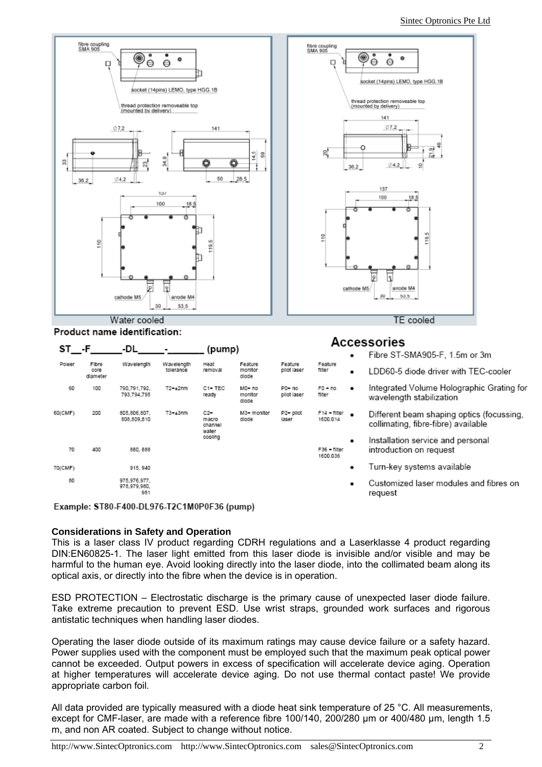fibre coupling SMA 905

socket (14pins) LEMO, type HGG.1B

thread protection removeable top (mounted by delivery)

Water cooled

TE cooled

**Product name identification:**

**ST__-F______-DL_____-_______ (pump)**

| Power | Fibre core diameter | Wavelength | Wavelength tolerance | Heat removal | Feature monitor diode | Feature pilot laser | Feature filter |
|---|---|---|---|---|---|---|---|
| 60 | 100 | 790,791,792, 793,794,795 | T2=±2nm | C1= TEC ready | M0= no monitor diode | P0= no pilot laser | F0 = no filter |
| 60(CMF) | 200 | 805,806,807, 808,809,810 | T3=±3nm | C2= macro channel water cooling | M3= monitor diode | P2= pilot laser | F14 = filter 1600.014 |
| 70 | 400 | 860, 888 | | | | | F36 = filter 1600.036 |
| 70(CMF) | | 915, 940 | | | | | |
| 80 | | 975,976,977, 978,979,980, 981 | | | | | |

**Example: ST80-F400-DL976-T2C1M0P0F36 (pump)**

## Accessories

- Fibre ST-SMA905-F, 1.5m or 3m
- LDD60-5 diode driver with TEC-cooler
- Integrated Volume Holographic Grating for wavelength stabilization
- Different beam shaping optics (focussing, collimating, fibre-fibre) available
- Installation service and personal introduction on request
- Turn-key systems available
- Customized laser modules and fibres on request

### Considerations in Safety and Operation

This is a laser class IV product regarding CDRH regulations and a Laserklasse 4 product regarding DIN:EN60825-1. The laser light emitted from this laser diode is invisible and/or visible and may be harmful to the human eye. Avoid looking directly into the laser diode, into the collimated beam along its optical axis, or directly into the fibre when the device is in operation.

ESD PROTECTION – Electrostatic discharge is the primary cause of unexpected laser diode failure. Take extreme precaution to prevent ESD. Use wrist straps, grounded work surfaces and rigorous antistatic techniques when handling laser diodes.

Operating the laser diode outside of its maximum ratings may cause device failure or a safety hazard. Power supplies used with the component must be employed such that the maximum peak optical power cannot be exceeded. Output powers in excess of specification will accelerate device aging. Operation at higher temperatures will accelerate device aging. Do not use thermal contact paste! We provide appropriate carbon foil.

All data provided are typically measured with a diode heat sink temperature of 25 °C. All measurements, except for CMF-laser, are made with a reference fibre 100/140, 200/280 µm or 400/480 µm, length 1.5 m, and non AR coated. Subject to change without notice.